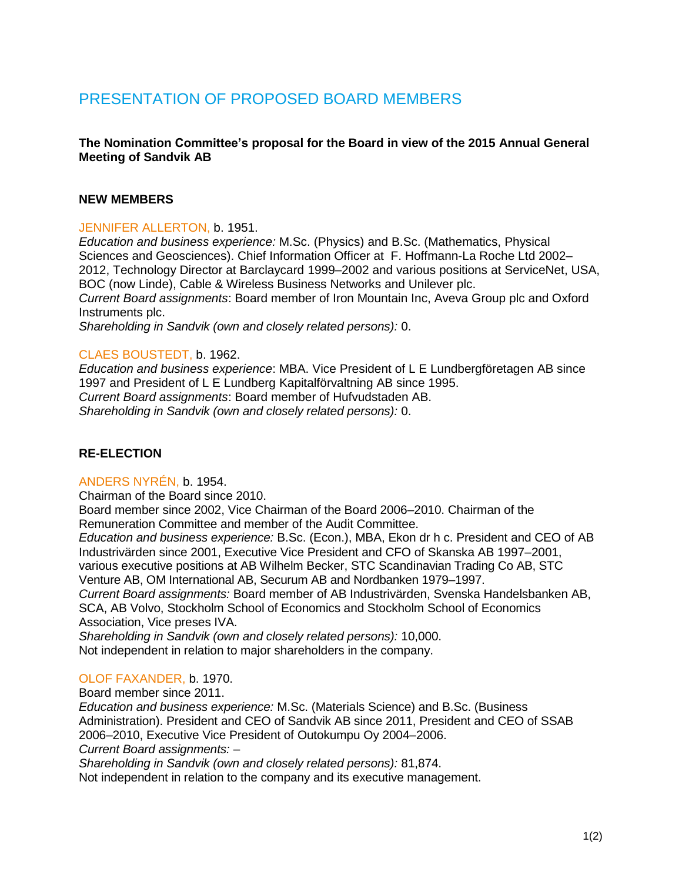# PRESENTATION OF PROPOSED BOARD MEMBERS

**The Nomination Committee's proposal for the Board in view of the 2015 Annual General Meeting of Sandvik AB**

## NEW MEMBERS

### JENNIFER ALLERTON, b. 1951.

*Education and business experience:* M.Sc. (Physics) and B.Sc. (Mathematics, Physical Sciences and Geosciences). Chief Information Officer at F. Hoffmann-La Roche Ltd 2002–2012, Technology Director at Barclaycard 1999–2002 and various positions at ServiceNet, USA, BOC (now Linde), Cable & Wireless Business Networks and Unilever plc.
*Current Board assignments*: Board member of Iron Mountain Inc, Aveva Group plc and Oxford Instruments plc.
*Shareholding in Sandvik (own and closely related persons):* 0.

### CLAES BOUSTEDT, b. 1962.

*Education and business experience*: MBA. Vice President of L E Lundbergföretagen AB since 1997 and President of L E Lundberg Kapitalförvaltning AB since 1995.
*Current Board assignments*: Board member of Hufvudstaden AB.
*Shareholding in Sandvik (own and closely related persons):* 0.

## RE-ELECTION

### ANDERS NYRÉN, b. 1954.

Chairman of the Board since 2010.
Board member since 2002, Vice Chairman of the Board 2006–2010. Chairman of the Remuneration Committee and member of the Audit Committee.
*Education and business experience:* B.Sc. (Econ.), MBA, Ekon dr h c. President and CEO of AB Industrivärden since 2001, Executive Vice President and CFO of Skanska AB 1997–2001, various executive positions at AB Wilhelm Becker, STC Scandinavian Trading Co AB, STC Venture AB, OM International AB, Securum AB and Nordbanken 1979–1997.
*Current Board assignments:* Board member of AB Industrivärden, Svenska Handelsbanken AB, SCA, AB Volvo, Stockholm School of Economics and Stockholm School of Economics Association, Vice preses IVA.
*Shareholding in Sandvik (own and closely related persons):* 10,000.
Not independent in relation to major shareholders in the company.

### OLOF FAXANDER, b. 1970.

Board member since 2011.
*Education and business experience:* M.Sc. (Materials Science) and B.Sc. (Business Administration). President and CEO of Sandvik AB since 2011, President and CEO of SSAB 2006–2010, Executive Vice President of Outokumpu Oy 2004–2006.
*Current Board assignments:* –
*Shareholding in Sandvik (own and closely related persons):* 81,874.
Not independent in relation to the company and its executive management.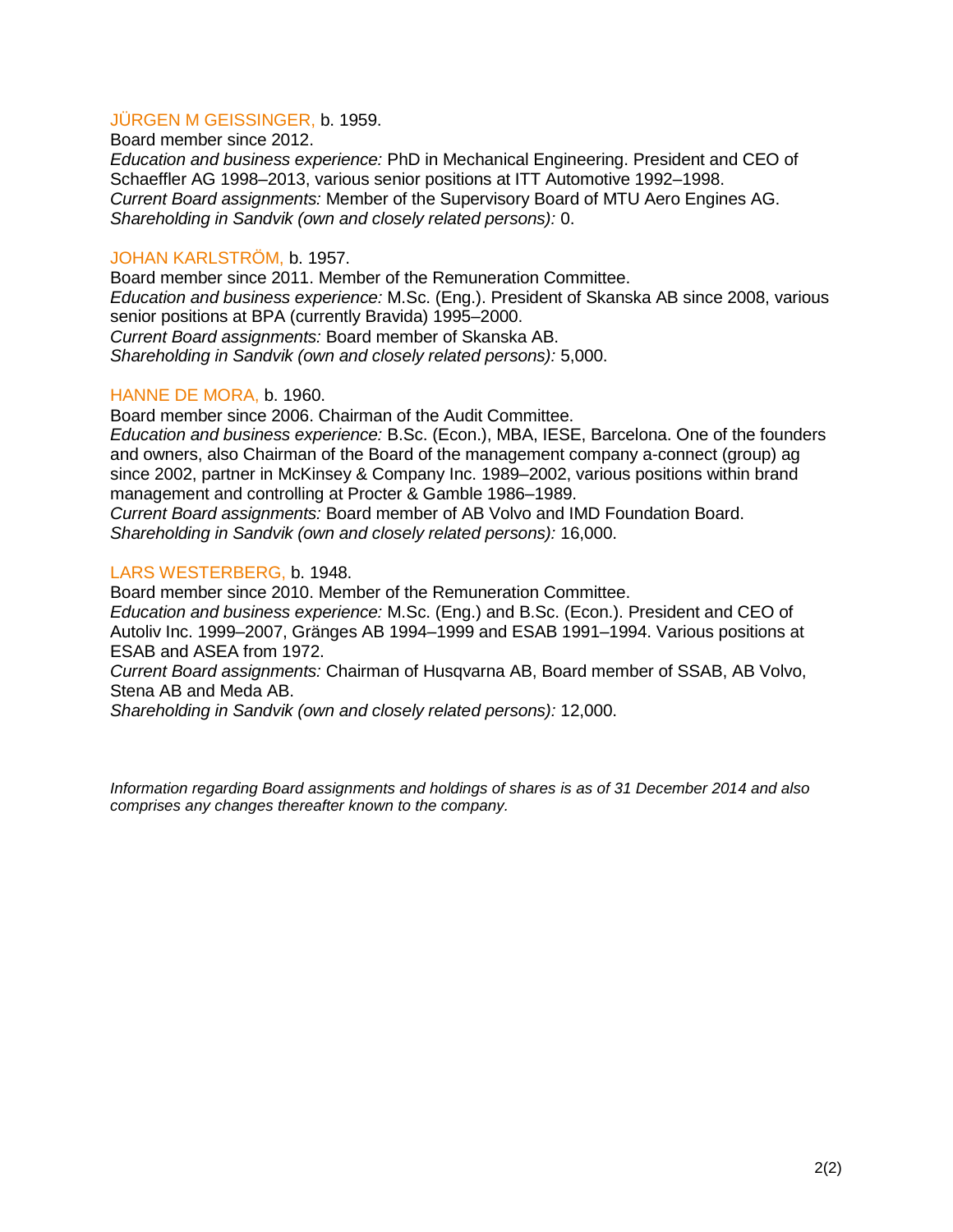JÜRGEN M GEISSINGER, b. 1959.
Board member since 2012.
*Education and business experience:* PhD in Mechanical Engineering. President and CEO of Schaeffler AG 1998–2013, various senior positions at ITT Automotive 1992–1998.
*Current Board assignments:* Member of the Supervisory Board of MTU Aero Engines AG.
*Shareholding in Sandvik (own and closely related persons):* 0.

JOHAN KARLSTRÖM, b. 1957.
Board member since 2011. Member of the Remuneration Committee.
*Education and business experience:* M.Sc. (Eng.). President of Skanska AB since 2008, various senior positions at BPA (currently Bravida) 1995–2000.
*Current Board assignments:* Board member of Skanska AB.
*Shareholding in Sandvik (own and closely related persons):* 5,000.

HANNE DE MORA, b. 1960.
Board member since 2006. Chairman of the Audit Committee.
*Education and business experience:* B.Sc. (Econ.), MBA, IESE, Barcelona. One of the founders and owners, also Chairman of the Board of the management company a-connect (group) ag since 2002, partner in McKinsey & Company Inc. 1989–2002, various positions within brand management and controlling at Procter & Gamble 1986–1989.
*Current Board assignments:* Board member of AB Volvo and IMD Foundation Board.
*Shareholding in Sandvik (own and closely related persons):* 16,000.

LARS WESTERBERG, b. 1948.
Board member since 2010. Member of the Remuneration Committee.
*Education and business experience:* M.Sc. (Eng.) and B.Sc. (Econ.). President and CEO of Autoliv Inc. 1999–2007, Gränges AB 1994–1999 and ESAB 1991–1994. Various positions at ESAB and ASEA from 1972.
*Current Board assignments:* Chairman of Husqvarna AB, Board member of SSAB, AB Volvo, Stena AB and Meda AB.
*Shareholding in Sandvik (own and closely related persons):* 12,000.

*Information regarding Board assignments and holdings of shares is as of 31 December 2014 and also comprises any changes thereafter known to the company.*